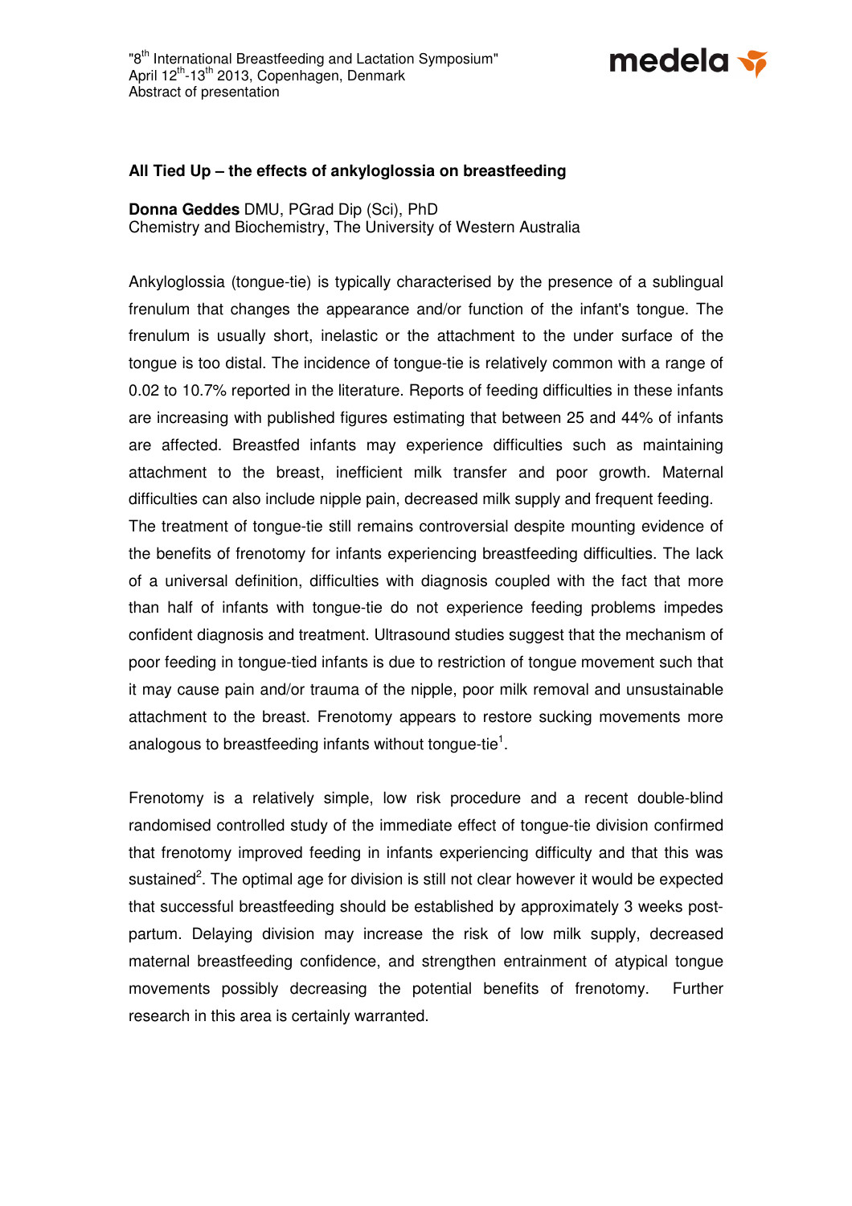"8th International Breastfeeding and Lactation Symposium"
April 12th-13th 2013, Copenhagen, Denmark
Abstract of presentation

## All Tied Up – the effects of ankyloglossia on breastfeeding

**Donna Geddes** DMU, PGrad Dip (Sci), PhD
Chemistry and Biochemistry, The University of Western Australia

Ankyloglossia (tongue-tie) is typically characterised by the presence of a sublingual frenulum that changes the appearance and/or function of the infant's tongue. The frenulum is usually short, inelastic or the attachment to the under surface of the tongue is too distal. The incidence of tongue-tie is relatively common with a range of 0.02 to 10.7% reported in the literature. Reports of feeding difficulties in these infants are increasing with published figures estimating that between 25 and 44% of infants are affected. Breastfed infants may experience difficulties such as maintaining attachment to the breast, inefficient milk transfer and poor growth. Maternal difficulties can also include nipple pain, decreased milk supply and frequent feeding.
The treatment of tongue-tie still remains controversial despite mounting evidence of the benefits of frenotomy for infants experiencing breastfeeding difficulties. The lack of a universal definition, difficulties with diagnosis coupled with the fact that more than half of infants with tongue-tie do not experience feeding problems impedes confident diagnosis and treatment. Ultrasound studies suggest that the mechanism of poor feeding in tongue-tied infants is due to restriction of tongue movement such that it may cause pain and/or trauma of the nipple, poor milk removal and unsustainable attachment to the breast. Frenotomy appears to restore sucking movements more analogous to breastfeeding infants without tongue-tie[1].

Frenotomy is a relatively simple, low risk procedure and a recent double-blind randomised controlled study of the immediate effect of tongue-tie division confirmed that frenotomy improved feeding in infants experiencing difficulty and that this was sustained[2]. The optimal age for division is still not clear however it would be expected that successful breastfeeding should be established by approximately 3 weeks post-partum. Delaying division may increase the risk of low milk supply, decreased maternal breastfeeding confidence, and strengthen entrainment of atypical tongue movements possibly decreasing the potential benefits of frenotomy. Further research in this area is certainly warranted.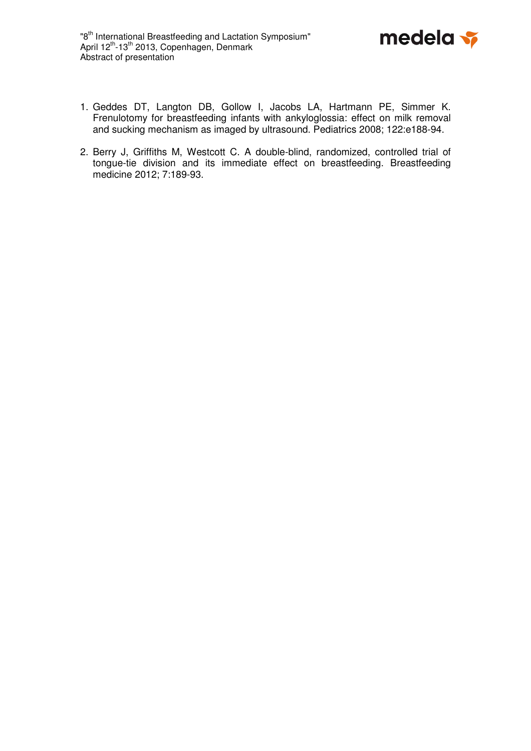1. Geddes DT, Langton DB, Gollow I, Jacobs LA, Hartmann PE, Simmer K. Frenulotomy for breastfeeding infants with ankyloglossia: effect on milk removal and sucking mechanism as imaged by ultrasound. Pediatrics 2008; 122:e188-94.

2. Berry J, Griffiths M, Westcott C. A double-blind, randomized, controlled trial of tongue-tie division and its immediate effect on breastfeeding. Breastfeeding medicine 2012; 7:189-93.